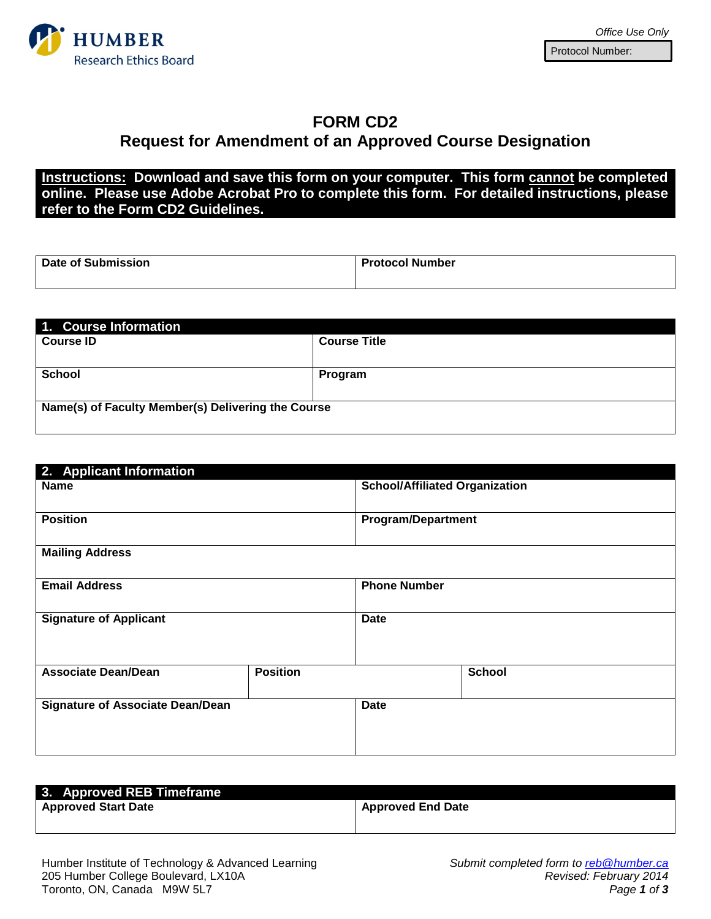**HUMBER**
Research Ethics Board

*Office Use Only*

| |
|---|
| Protocol Number: |

# FORM CD2
## Request for Amendment of an Approved Course Designation

**Instructions: Download and save this form on your computer. This form cannot be completed online. Please use Adobe Acrobat Pro to complete this form. For detailed instructions, please refer to the Form CD2 Guidelines.**

| | |
|---|---|
| **Date of Submission** | **Protocol Number** |

### 1. Course Information

| | |
|---|---|
| **Course ID** | **Course Title** |
| **School** | **Program** |
| **Name(s) of Faculty Member(s) Delivering the Course** | |

### 2. Applicant Information

| | | |
|---|---|---|
| **Name** | | **School/Affiliated Organization** |
| **Position** | | **Program/Department** |
| **Mailing Address** | | |
| **Email Address** | | **Phone Number** |
| **Signature of Applicant** | | **Date** |
| **Associate Dean/Dean** | **Position** | **School** |
| **Signature of Associate Dean/Dean** | | **Date** |

### 3. Approved REB Timeframe

| | |
|---|---|
| **Approved Start Date** | **Approved End Date** |

Humber Institute of Technology & Advanced Learning
205 Humber College Boulevard, LX10A
Toronto, ON, Canada M9W 5L7

*Submit completed form to reb@humber.ca*
*Revised: February 2014*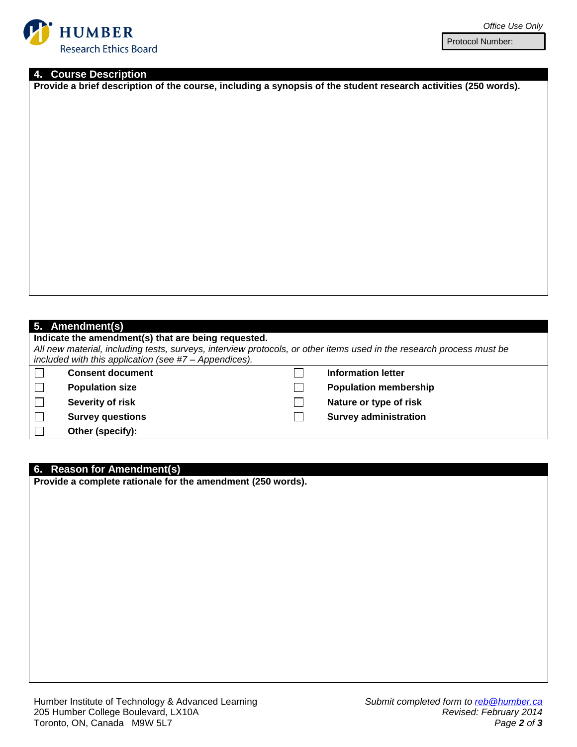Office Use Only

Protocol Number:

## 4. Course Description

**Provide a brief description of the course, including a synopsis of the student research activities (250 words).**

## 5. Amendment(s)

**Indicate the amendment(s) that are being requested.**

*All new material, including tests, surveys, interview protocols, or other items used in the research process must be included with this application (see #7 – Appendices).*

| | | | |
|---|---|---|---|
| ☐ | **Consent document** | ☐ | **Information letter** |
| ☐ | **Population size** | ☐ | **Population membership** |
| ☐ | **Severity of risk** | ☐ | **Nature or type of risk** |
| ☐ | **Survey questions** | ☐ | **Survey administration** |
| ☐ | **Other (specify):** | | |

## 6. Reason for Amendment(s)

**Provide a complete rationale for the amendment (250 words).**

Humber Institute of Technology & Advanced Learning
205 Humber College Boulevard, LX10A
Toronto, ON, Canada M9W 5L7

*Submit completed form to reb@humber.ca*
*Revised: February 2014*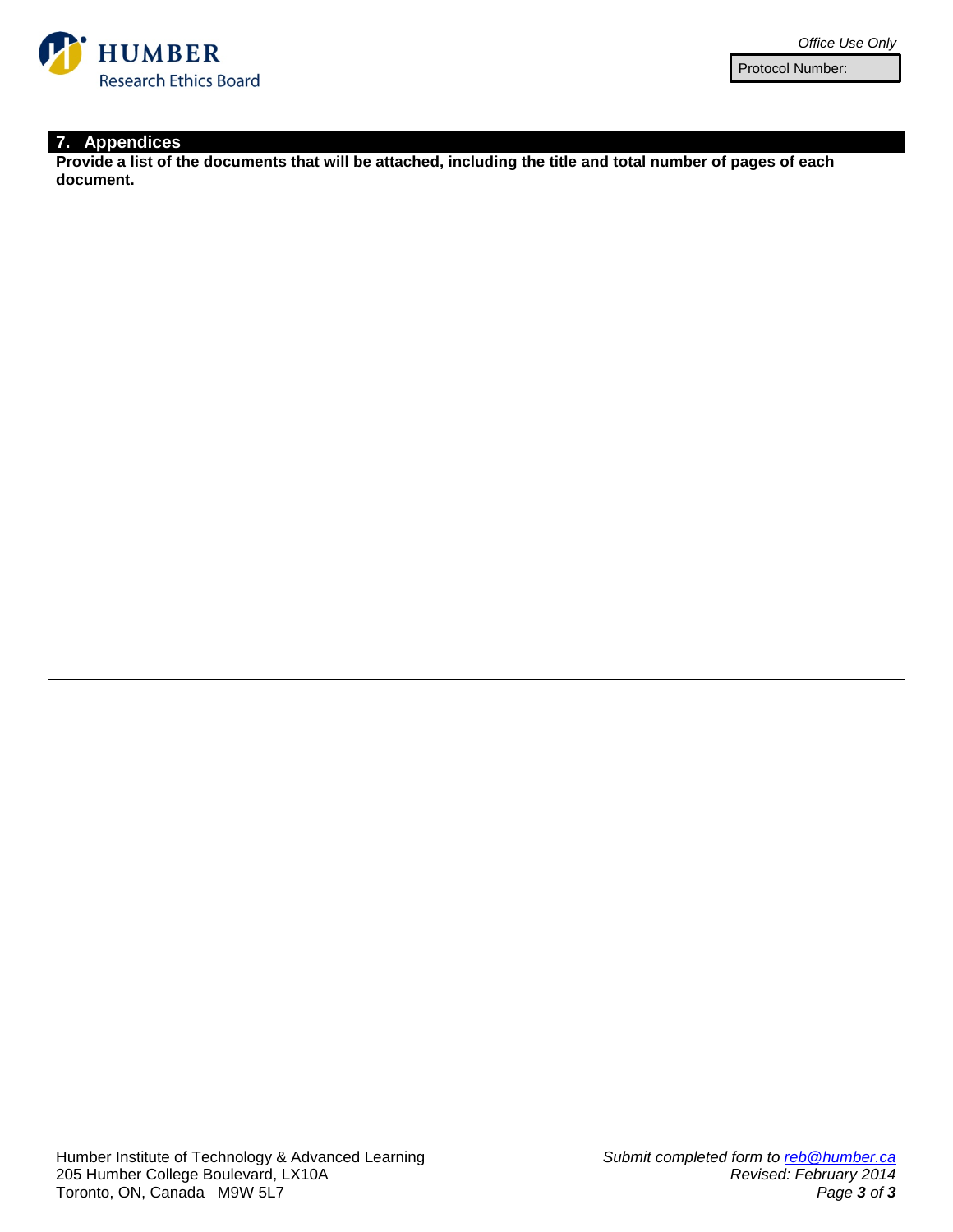Office Use Only

Protocol Number:

## 7. Appendices

**Provide a list of the documents that will be attached, including the title and total number of pages of each document.**

Humber Institute of Technology & Advanced Learning
205 Humber College Boulevard, LX10A
Toronto, ON, Canada M9W 5L7

*Submit completed form to reb@humber.ca*
*Revised: February 2014*